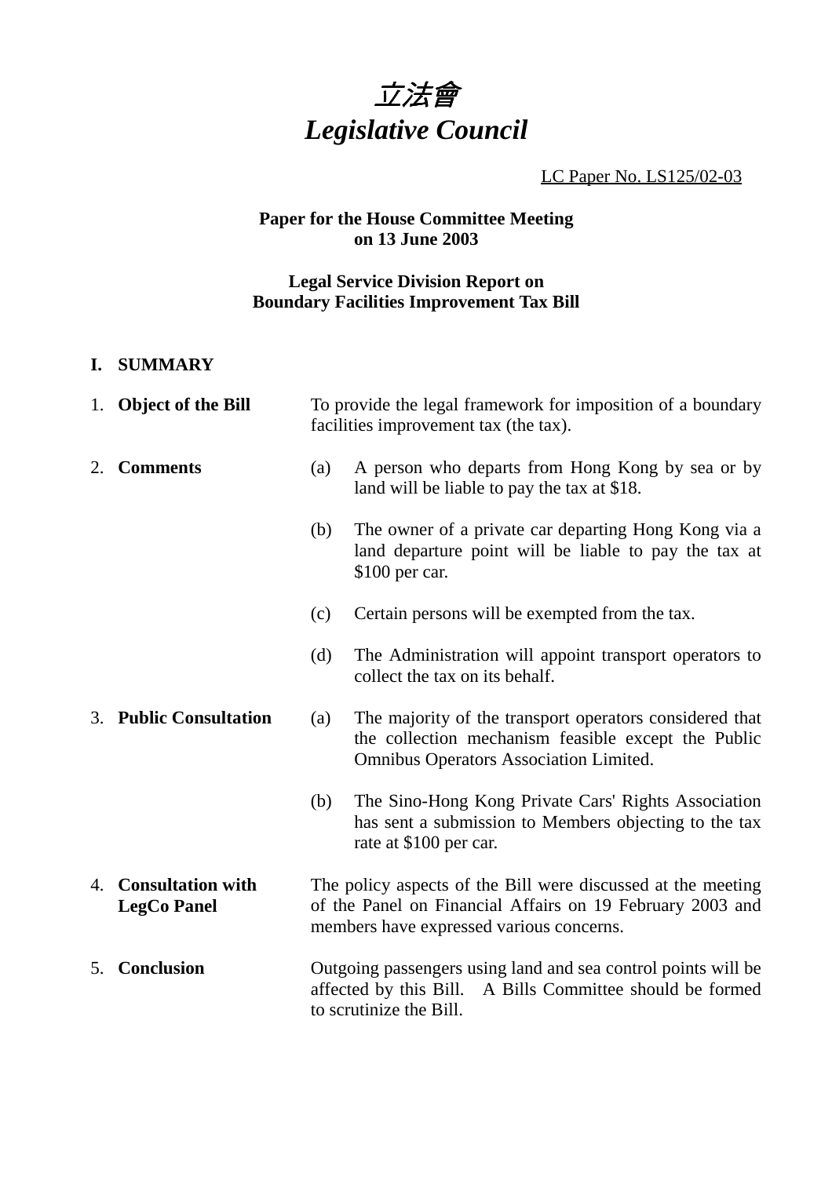# *立法會*
# *Legislative Council*

LC Paper No. LS125/02-03

**Paper for the House Committee Meeting on 13 June 2003**

**Legal Service Division Report on Boundary Facilities Improvement Tax Bill**

## I. SUMMARY

| | |
|---|---|
| 1. **Object of the Bill** | To provide the legal framework for imposition of a boundary facilities improvement tax (the tax). |
| 2. **Comments** | (a) A person who departs from Hong Kong by sea or by land will be liable to pay the tax at $18. |
| | (b) The owner of a private car departing Hong Kong via a land departure point will be liable to pay the tax at $100 per car. |
| | (c) Certain persons will be exempted from the tax. |
| | (d) The Administration will appoint transport operators to collect the tax on its behalf. |
| 3. **Public Consultation** | (a) The majority of the transport operators considered that the collection mechanism feasible except the Public Omnibus Operators Association Limited. |
| | (b) The Sino-Hong Kong Private Cars' Rights Association has sent a submission to Members objecting to the tax rate at $100 per car. |
| 4. **Consultation with LegCo Panel** | The policy aspects of the Bill were discussed at the meeting of the Panel on Financial Affairs on 19 February 2003 and members have expressed various concerns. |
| 5. **Conclusion** | Outgoing passengers using land and sea control points will be affected by this Bill. A Bills Committee should be formed to scrutinize the Bill. |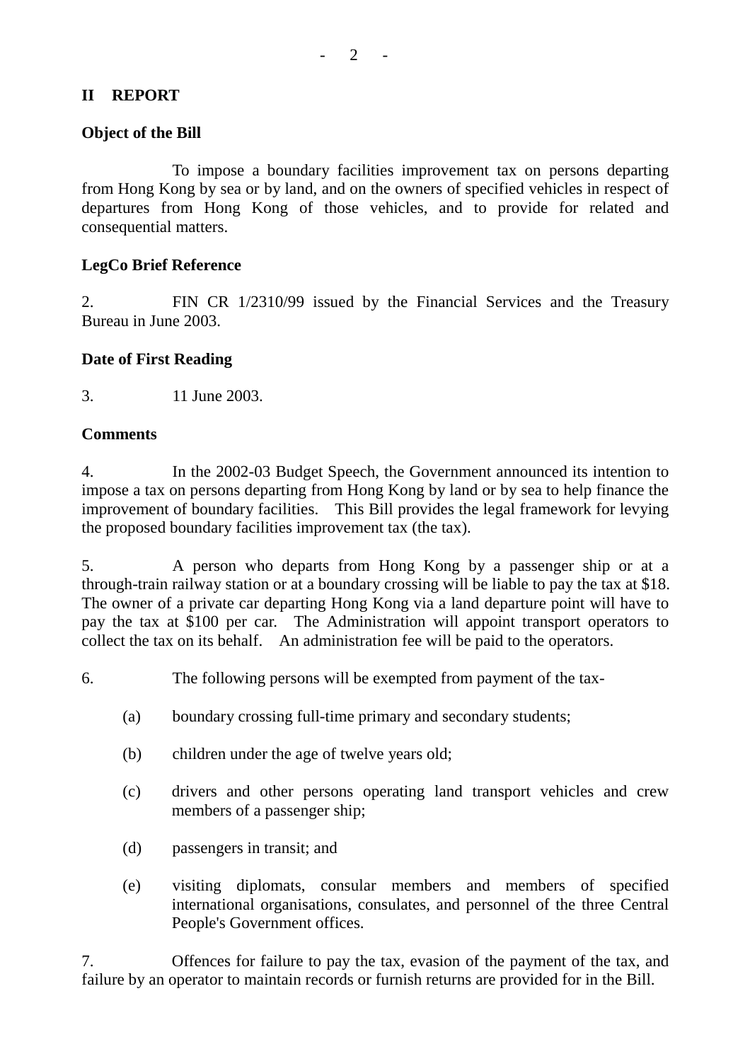## II REPORT

### Object of the Bill

To impose a boundary facilities improvement tax on persons departing from Hong Kong by sea or by land, and on the owners of specified vehicles in respect of departures from Hong Kong of those vehicles, and to provide for related and consequential matters.

### LegCo Brief Reference

2. FIN CR 1/2310/99 issued by the Financial Services and the Treasury Bureau in June 2003.

### Date of First Reading

3. 11 June 2003.

### Comments

4. In the 2002-03 Budget Speech, the Government announced its intention to impose a tax on persons departing from Hong Kong by land or by sea to help finance the improvement of boundary facilities. This Bill provides the legal framework for levying the proposed boundary facilities improvement tax (the tax).

5. A person who departs from Hong Kong by a passenger ship or at a through-train railway station or at a boundary crossing will be liable to pay the tax at $18. The owner of a private car departing Hong Kong via a land departure point will have to pay the tax at $100 per car. The Administration will appoint transport operators to collect the tax on its behalf. An administration fee will be paid to the operators.

6. The following persons will be exempted from payment of the tax-

(a) boundary crossing full-time primary and secondary students;

(b) children under the age of twelve years old;

(c) drivers and other persons operating land transport vehicles and crew members of a passenger ship;

(d) passengers in transit; and

(e) visiting diplomats, consular members and members of specified international organisations, consulates, and personnel of the three Central People's Government offices.

7. Offences for failure to pay the tax, evasion of the payment of the tax, and failure by an operator to maintain records or furnish returns are provided for in the Bill.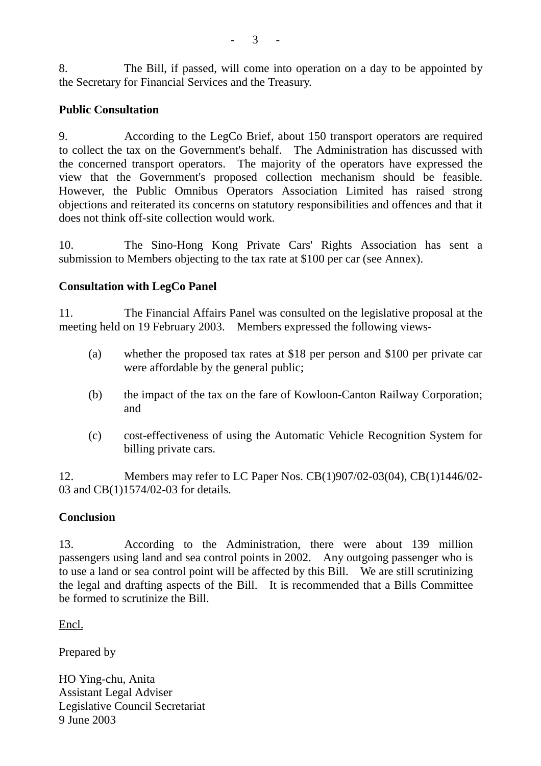8. The Bill, if passed, will come into operation on a day to be appointed by the Secretary for Financial Services and the Treasury.

**Public Consultation**

9. According to the LegCo Brief, about 150 transport operators are required to collect the tax on the Government's behalf. The Administration has discussed with the concerned transport operators. The majority of the operators have expressed the view that the Government's proposed collection mechanism should be feasible. However, the Public Omnibus Operators Association Limited has raised strong objections and reiterated its concerns on statutory responsibilities and offences and that it does not think off-site collection would work.

10. The Sino-Hong Kong Private Cars' Rights Association has sent a submission to Members objecting to the tax rate at $100 per car (see Annex).

**Consultation with LegCo Panel**

11. The Financial Affairs Panel was consulted on the legislative proposal at the meeting held on 19 February 2003. Members expressed the following views-

(a) whether the proposed tax rates at $18 per person and $100 per private car were affordable by the general public;

(b) the impact of the tax on the fare of Kowloon-Canton Railway Corporation; and

(c) cost-effectiveness of using the Automatic Vehicle Recognition System for billing private cars.

12. Members may refer to LC Paper Nos. CB(1)907/02-03(04), CB(1)1446/02-03 and CB(1)1574/02-03 for details.

**Conclusion**

13. According to the Administration, there were about 139 million passengers using land and sea control points in 2002. Any outgoing passenger who is to use a land or sea control point will be affected by this Bill. We are still scrutinizing the legal and drafting aspects of the Bill. It is recommended that a Bills Committee be formed to scrutinize the Bill.

Encl.

Prepared by

HO Ying-chu, Anita
Assistant Legal Adviser
Legislative Council Secretariat
9 June 2003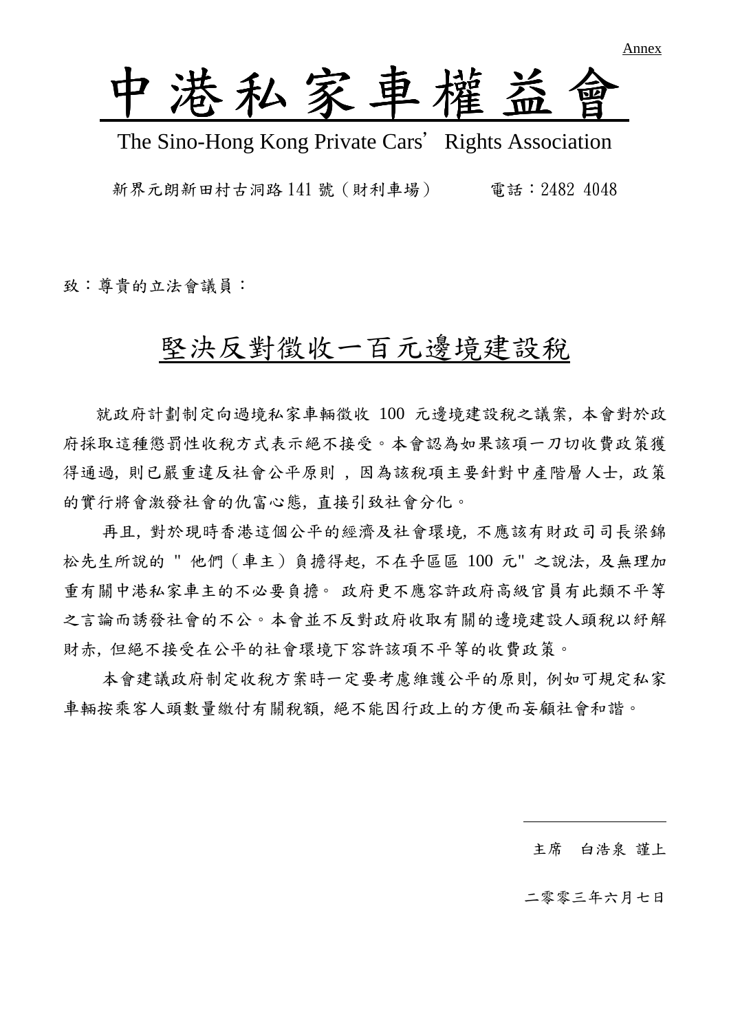Annex

# 中港私家車權益會

The Sino-Hong Kong Private Cars' Rights Association

新界元朗新田村古洞路 141 號（財利車場）　　電話：2482 4048

致：尊貴的立法會議員：

## 堅決反對徵收一百元邊境建設稅

就政府計劃制定向過境私家車輛徵收 100 元邊境建設稅之議案，本會對於政府採取這種懲罰性收稅方式表示絕不接受。本會認為如果該項一刀切收費政策獲得通過，則已嚴重違反社會公平原則，因為該稅項主要針對中產階層人士，政策的實行將會激發社會的仇富心態，直接引致社會分化。

再且，對於現時香港這個公平的經濟及社會環境，不應該有財政司司長梁錦松先生所說的 " 他們（車主）負擔得起，不在乎區區 100 元" 之說法，及無理加重有關中港私家車主的不必要負擔。 政府更不應容許政府高級官員有此類不平等之言論而誘發社會的不公。本會並不反對政府收取有關的邊境建設人頭稅以紓解財赤，但絕不接受在公平的社會環境下容許該項不平等的收費政策。

本會建議政府制定收稅方案時一定要考慮維護公平的原則，例如可規定私家車輛按乘客人頭數量繳付有關稅額，絕不能因行政上的方便而妄顧社會和諧。

主席　白浩泉 謹上

二零零三年六月七日